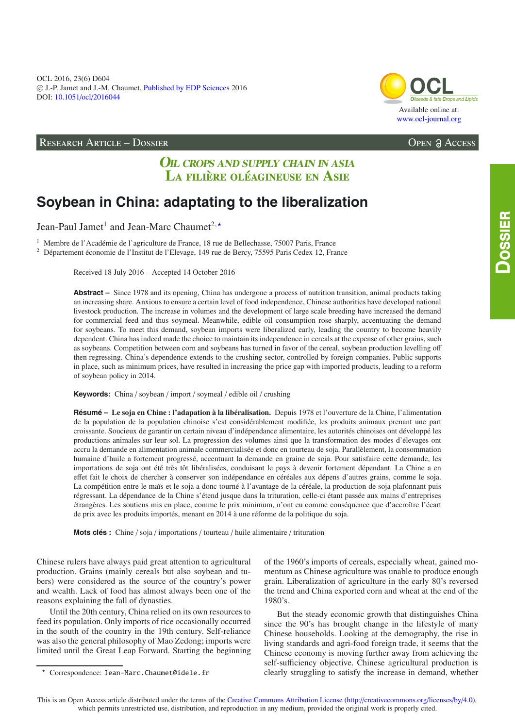OCL 2016, 23(6) D604
© J.-P. Jamet and J.-M. Chaumet, Published by EDP Sciences 2016
DOI: 10.1051/ocl/2016044

Available online at:
www.ocl-journal.org

Research Article – Dossier

Open Access

*Oil crops and supply chain in Asia*
*La filière oléagineuse en Asie*

# Soybean in China: adaptating to the liberalization

Jean-Paul Jamet[1] and Jean-Marc Chaumet[2,*]

[1] Membre de l'Académie de l'agriculture de France, 18 rue de Bellechasse, 75007 Paris, France
[2] Département économie de l'Institut de l'Elevage, 149 rue de Bercy, 75595 Paris Cedex 12, France

Received 18 July 2016 – Accepted 14 October 2016

**Abstract –** Since 1978 and its opening, China has undergone a process of nutrition transition, animal products taking an increasing share. Anxious to ensure a certain level of food independence, Chinese authorities have developed national livestock production. The increase in volumes and the development of large scale breeding have increased the demand for commercial feed and thus soymeal. Meanwhile, edible oil consumption rose sharply, accentuating the demand for soybeans. To meet this demand, soybean imports were liberalized early, leading the country to become heavily dependent. China has indeed made the choice to maintain its independence in cereals at the expense of other grains, such as soybeans. Competition between corn and soybeans has turned in favor of the cereal, soybean production levelling off then regressing. China's dependence extends to the crushing sector, controlled by foreign companies. Public supports in place, such as minimum prices, have resulted in increasing the price gap with imported products, leading to a reform of soybean policy in 2014.

**Keywords:** China / soybean / import / soymeal / edible oil / crushing

**Résumé – Le soja en Chine : l'adapation à la libéralisation.** Depuis 1978 et l'ouverture de la Chine, l'alimentation de la population de la population chinoise s'est considérablement modifiée, les produits animaux prenant une part croissante. Soucieux de garantir un certain niveau d'indépendance alimentaire, les autorités chinoises ont développé les productions animales sur leur sol. La progression des volumes ainsi que la transformation des modes d'élevages ont accru la demande en alimentation animale commercialisée et donc en tourteau de soja. Parallèlement, la consommation humaine d'huile a fortement progressé, accentuant la demande en graine de soja. Pour satisfaire cette demande, les importations de soja ont été très tôt libéralisées, conduisant le pays à devenir fortement dépendant. La Chine a en effet fait le choix de chercher à conserver son indépendance en céréales aux dépens d'autres grains, comme le soja. La compétition entre le maïs et le soja a donc tourné à l'avantage de la céréale, la production de soja plafonnant puis régressant. La dépendance de la Chine s'étend jusque dans la trituration, celle-ci étant passée aux mains d'entreprises étrangères. Les soutiens mis en place, comme le prix minimum, n'ont eu comme conséquence que d'accroître l'écart de prix avec les produits importés, menant en 2014 à une réforme de la politique du soja.

**Mots clés :** Chine / soja / importations / tourteau / huile alimentaire / trituration

Chinese rulers have always paid great attention to agricultural production. Grains (mainly cereals but also soybean and tubers) were considered as the source of the country's power and wealth. Lack of food has almost always been one of the reasons explaining the fall of dynasties.

Until the 20th century, China relied on its own resources to feed its population. Only imports of rice occasionally occurred in the south of the country in the 19th century. Self-reliance was also the general philosophy of Mao Zedong; imports were limited until the Great Leap Forward. Starting the beginning of the 1960's imports of cereals, especially wheat, gained momentum as Chinese agriculture was unable to produce enough grain. Liberalization of agriculture in the early 80's reversed the trend and China exported corn and wheat at the end of the 1980's.

But the steady economic growth that distinguishes China since the 90's has brought change in the lifestyle of many Chinese households. Looking at the demography, the rise in living standards and agri-food foreign trade, it seems that the Chinese economy is moving further away from achieving the self-sufficiency objective. Chinese agricultural production is clearly struggling to satisfy the increase in demand, whether

* Correspondence: Jean-Marc.Chaumet@idele.fr

This is an Open Access article distributed under the terms of the Creative Commons Attribution License (http://creativecommons.org/licenses/by/4.0), which permits unrestricted use, distribution, and reproduction in any medium, provided the original work is properly cited.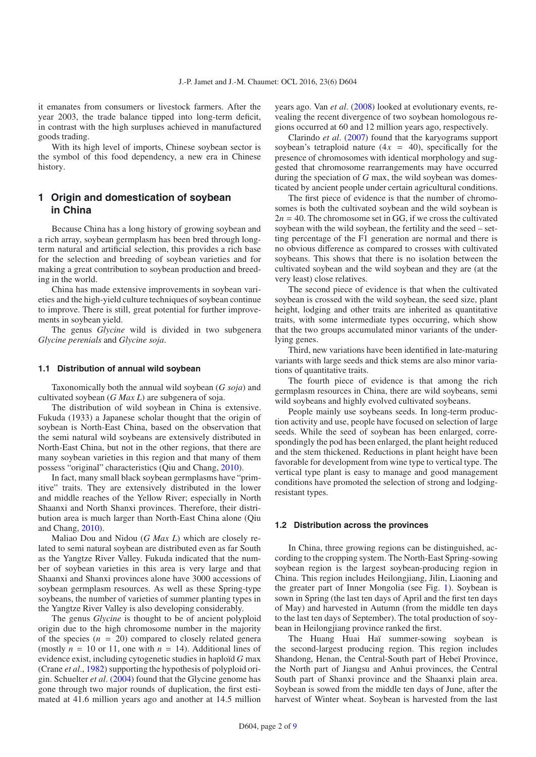it emanates from consumers or livestock farmers. After the year 2003, the trade balance tipped into long-term deficit, in contrast with the high surpluses achieved in manufactured goods trading.

With its high level of imports, Chinese soybean sector is the symbol of this food dependency, a new era in Chinese history.

## 1 Origin and domestication of soybean in China

Because China has a long history of growing soybean and a rich array, soybean germplasm has been bred through long-term natural and artificial selection, this provides a rich base for the selection and breeding of soybean varieties and for making a great contribution to soybean production and breeding in the world.

China has made extensive improvements in soybean varieties and the high-yield culture techniques of soybean continue to improve. There is still, great potential for further improvements in soybean yield.

The genus *Glycine* wild is divided in two subgenera *Glycine perenials* and *Glycine soja*.

### 1.1 Distribution of annual wild soybean

Taxonomically both the annual wild soybean (*G soja*) and cultivated soybean (*G Max L*) are subgenera of soja.

The distribution of wild soybean in China is extensive. Fukuda (1933) a Japanese scholar thought that the origin of soybean is North-East China, based on the observation that the semi natural wild soybeans are extensively distributed in North-East China, but not in the other regions, that there are many soybean varieties in this region and that many of them possess "original" characteristics (Qiu and Chang, 2010).

In fact, many small black soybean germplasms have "primitive" traits. They are extensively distributed in the lower and middle reaches of the Yellow River; especially in North Shaanxi and North Shanxi provinces. Therefore, their distribution area is much larger than North-East China alone (Qiu and Chang, 2010).

Maliao Dou and Nidou (*G Max L*) which are closely related to semi natural soybean are distributed even as far South as the Yangtze River Valley. Fukuda indicated that the number of soybean varieties in this area is very large and that Shaanxi and Shanxi provinces alone have 3000 accessions of soybean germplasm resources. As well as these Spring-type soybeans, the number of varieties of summer planting types in the Yangtze River Valley is also developing considerably.

The genus *Glycine* is thought to be of ancient polyploid origin due to the high chromosome number in the majority of the species ($n = 20$) compared to closely related genera (mostly $n = 10$ or 11, one with $n = 14$). Additional lines of evidence exist, including cytogenetic studies in haploïd *G* max (Crane *et al*., 1982) supporting the hypothesis of polyploid origin. Schuelter *et al*. (2004) found that the Glycine genome has gone through two major rounds of duplication, the first estimated at 41.6 million years ago and another at 14.5 million years ago. Van *et al*. (2008) looked at evolutionary events, revealing the recent divergence of two soybean homologous regions occurred at 60 and 12 million years ago, respectively.

Clarindo *et al*. (2007) found that the karyograms support soybean's tetraploid nature ($4x = 40$), specifically for the presence of chromosomes with identical morphology and suggested that chromosome rearrangements may have occurred during the speciation of *G* max, the wild soybean was domesticated by ancient people under certain agricultural conditions.

The first piece of evidence is that the number of chromosomes is both the cultivated soybean and the wild soybean is $2n = 40$. The chromosome set in GG, if we cross the cultivated soybean with the wild soybean, the fertility and the seed – setting percentage of the F1 generation are normal and there is no obvious difference as compared to crosses with cultivated soybeans. This shows that there is no isolation between the cultivated soybean and the wild soybean and they are (at the very least) close relatives.

The second piece of evidence is that when the cultivated soybean is crossed with the wild soybean, the seed size, plant height, lodging and other traits are inherited as quantitative traits, with some intermediate types occurring, which show that the two groups accumulated minor variants of the underlying genes.

Third, new variations have been identified in late-maturing variants with large seeds and thick stems are also minor variations of quantitative traits.

The fourth piece of evidence is that among the rich germplasm resources in China, there are wild soybeans, semi wild soybeans and highly evolved cultivated soybeans.

People mainly use soybeans seeds. In long-term production activity and use, people have focused on selection of large seeds. While the seed of soybean has been enlarged, correspondingly the pod has been enlarged, the plant height reduced and the stem thickened. Reductions in plant height have been favorable for development from wine type to vertical type. The vertical type plant is easy to manage and good management conditions have promoted the selection of strong and lodging-resistant types.

### 1.2 Distribution across the provinces

In China, three growing regions can be distinguished, according to the cropping system. The North-East Spring-sowing soybean region is the largest soybean-producing region in China. This region includes Heilongjiang, Jilin, Liaoning and the greater part of Inner Mongolia (see Fig. 1). Soybean is sown in Spring (the last ten days of April and the first ten days of May) and harvested in Autumn (from the middle ten days to the last ten days of September). The total production of soybean in Heilongjiang province ranked the first.

The Huang Huai Haï summer-sowing soybean is the second-largest producing region. This region includes Shandong, Henan, the Central-South part of Hebeï Province, the North part of Jiangsu and Anhui provinces, the Central South part of Shanxi province and the Shaanxi plain area. Soybean is sowed from the middle ten days of June, after the harvest of Winter wheat. Soybean is harvested from the last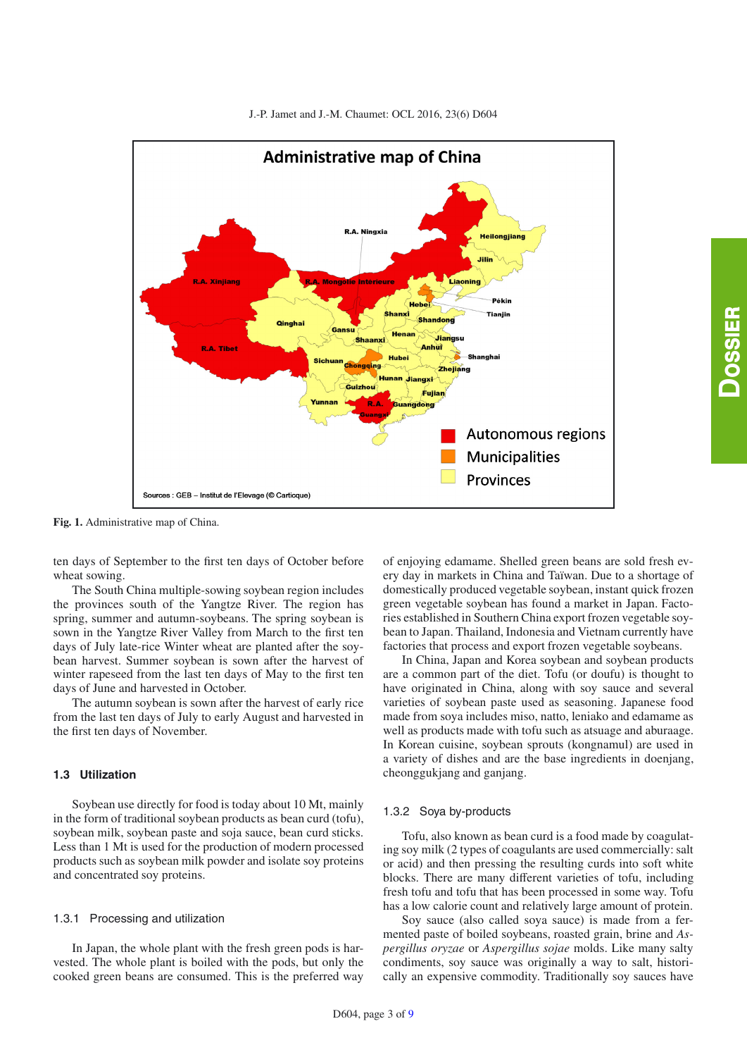Fig. 1. Administrative map of China.

ten days of September to the first ten days of October before wheat sowing.

The South China multiple-sowing soybean region includes the provinces south of the Yangtze River. The region has spring, summer and autumn-soybeans. The spring soybean is sown in the Yangtze River Valley from March to the first ten days of July late-rice Winter wheat are planted after the soybean harvest. Summer soybean is sown after the harvest of winter rapeseed from the last ten days of May to the first ten days of June and harvested in October.

The autumn soybean is sown after the harvest of early rice from the last ten days of July to early August and harvested in the first ten days of November.

### 1.3 Utilization

Soybean use directly for food is today about 10 Mt, mainly in the form of traditional soybean products as bean curd (tofu), soybean milk, soybean paste and soja sauce, bean curd sticks. Less than 1 Mt is used for the production of modern processed products such as soybean milk powder and isolate soy proteins and concentrated soy proteins.

#### 1.3.1 Processing and utilization

In Japan, the whole plant with the fresh green pods is harvested. The whole plant is boiled with the pods, but only the cooked green beans are consumed. This is the preferred way of enjoying edamame. Shelled green beans are sold fresh every day in markets in China and Taïwan. Due to a shortage of domestically produced vegetable soybean, instant quick frozen green vegetable soybean has found a market in Japan. Factories established in Southern China export frozen vegetable soybean to Japan. Thailand, Indonesia and Vietnam currently have factories that process and export frozen vegetable soybeans.

In China, Japan and Korea soybean and soybean products are a common part of the diet. Tofu (or doufu) is thought to have originated in China, along with soy sauce and several varieties of soybean paste used as seasoning. Japanese food made from soya includes miso, natto, leniako and edamame as well as products made with tofu such as atsuage and aburaage. In Korean cuisine, soybean sprouts (kongnamul) are used in a variety of dishes and are the base ingredients in doenjang, cheonggukjang and ganjang.

#### 1.3.2 Soya by-products

Tofu, also known as bean curd is a food made by coagulating soy milk (2 types of coagulants are used commercially: salt or acid) and then pressing the resulting curds into soft white blocks. There are many different varieties of tofu, including fresh tofu and tofu that has been processed in some way. Tofu has a low calorie count and relatively large amount of protein.

Soy sauce (also called soya sauce) is made from a fermented paste of boiled soybeans, roasted grain, brine and *Aspergillus oryzae* or *Aspergillus sojae* molds. Like many salty condiments, soy sauce was originally a way to salt, historically an expensive commodity. Traditionally soy sauces have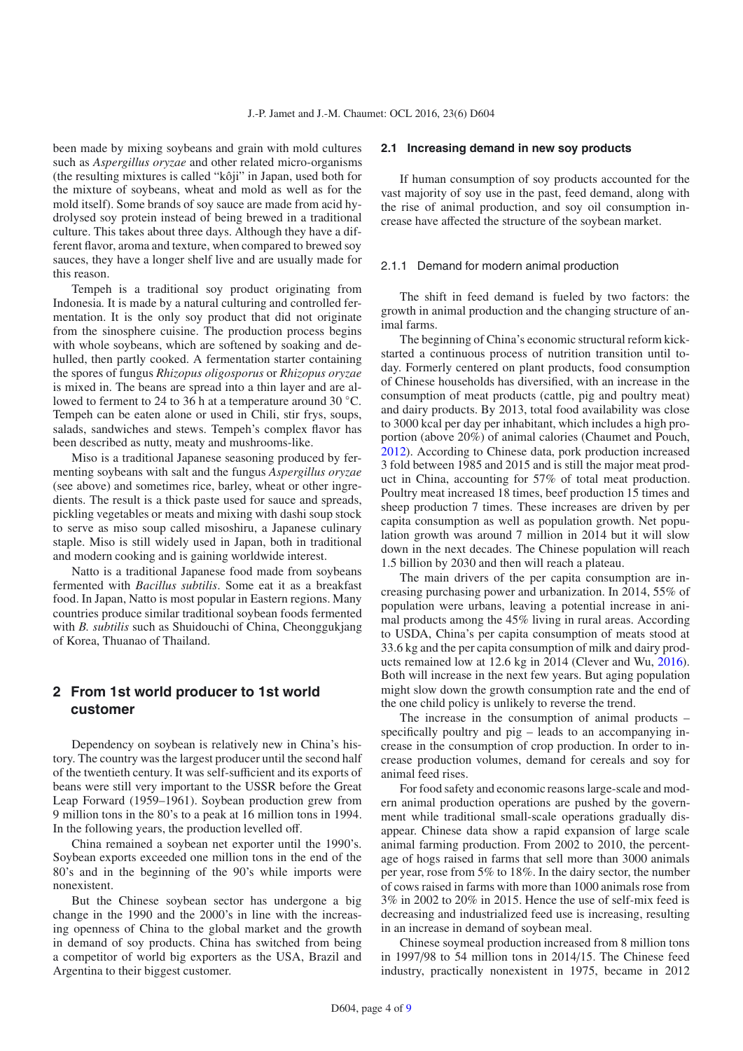been made by mixing soybeans and grain with mold cultures such as *Aspergillus oryzae* and other related micro-organisms (the resulting mixtures is called "kôji" in Japan, used both for the mixture of soybeans, wheat and mold as well as for the mold itself). Some brands of soy sauce are made from acid hydrolysed soy protein instead of being brewed in a traditional culture. This takes about three days. Although they have a different flavor, aroma and texture, when compared to brewed soy sauces, they have a longer shelf live and are usually made for this reason.

Tempeh is a traditional soy product originating from Indonesia. It is made by a natural culturing and controlled fermentation. It is the only soy product that did not originate from the sinosphere cuisine. The production process begins with whole soybeans, which are softened by soaking and dehulled, then partly cooked. A fermentation starter containing the spores of fungus *Rhizopus oligosporus* or *Rhizopus oryzae* is mixed in. The beans are spread into a thin layer and are allowed to ferment to 24 to 36 h at a temperature around 30 °C. Tempeh can be eaten alone or used in Chili, stir frys, soups, salads, sandwiches and stews. Tempeh's complex flavor has been described as nutty, meaty and mushrooms-like.

Miso is a traditional Japanese seasoning produced by fermenting soybeans with salt and the fungus *Aspergillus oryzae* (see above) and sometimes rice, barley, wheat or other ingredients. The result is a thick paste used for sauce and spreads, pickling vegetables or meats and mixing with dashi soup stock to serve as miso soup called misoshiru, a Japanese culinary staple. Miso is still widely used in Japan, both in traditional and modern cooking and is gaining worldwide interest.

Natto is a traditional Japanese food made from soybeans fermented with *Bacillus subtilis*. Some eat it as a breakfast food. In Japan, Natto is most popular in Eastern regions. Many countries produce similar traditional soybean foods fermented with *B. subtilis* such as Shuidouchi of China, Cheonggukjang of Korea, Thuanao of Thailand.

## 2 From 1st world producer to 1st world customer

Dependency on soybean is relatively new in China's history. The country was the largest producer until the second half of the twentieth century. It was self-sufficient and its exports of beans were still very important to the USSR before the Great Leap Forward (1959–1961). Soybean production grew from 9 million tons in the 80's to a peak at 16 million tons in 1994. In the following years, the production levelled off.

China remained a soybean net exporter until the 1990's. Soybean exports exceeded one million tons in the end of the 80's and in the beginning of the 90's while imports were nonexistent.

But the Chinese soybean sector has undergone a big change in the 1990 and the 2000's in line with the increasing openness of China to the global market and the growth in demand of soy products. China has switched from being a competitor of world big exporters as the USA, Brazil and Argentina to their biggest customer.

### 2.1 Increasing demand in new soy products

If human consumption of soy products accounted for the vast majority of soy use in the past, feed demand, along with the rise of animal production, and soy oil consumption increase have affected the structure of the soybean market.

#### 2.1.1 Demand for modern animal production

The shift in feed demand is fueled by two factors: the growth in animal production and the changing structure of animal farms.

The beginning of China's economic structural reform kickstarted a continuous process of nutrition transition until today. Formerly centered on plant products, food consumption of Chinese households has diversified, with an increase in the consumption of meat products (cattle, pig and poultry meat) and dairy products. By 2013, total food availability was close to 3000 kcal per day per inhabitant, which includes a high proportion (above 20%) of animal calories (Chaumet and Pouch, 2012). According to Chinese data, pork production increased 3 fold between 1985 and 2015 and is still the major meat product in China, accounting for 57% of total meat production. Poultry meat increased 18 times, beef production 15 times and sheep production 7 times. These increases are driven by per capita consumption as well as population growth. Net population growth was around 7 million in 2014 but it will slow down in the next decades. The Chinese population will reach 1.5 billion by 2030 and then will reach a plateau.

The main drivers of the per capita consumption are increasing purchasing power and urbanization. In 2014, 55% of population were urbans, leaving a potential increase in animal products among the 45% living in rural areas. According to USDA, China's per capita consumption of meats stood at 33.6 kg and the per capita consumption of milk and dairy products remained low at 12.6 kg in 2014 (Clever and Wu, 2016). Both will increase in the next few years. But aging population might slow down the growth consumption rate and the end of the one child policy is unlikely to reverse the trend.

The increase in the consumption of animal products – specifically poultry and pig – leads to an accompanying increase in the consumption of crop production. In order to increase production volumes, demand for cereals and soy for animal feed rises.

For food safety and economic reasons large-scale and modern animal production operations are pushed by the government while traditional small-scale operations gradually disappear. Chinese data show a rapid expansion of large scale animal farming production. From 2002 to 2010, the percentage of hogs raised in farms that sell more than 3000 animals per year, rose from 5% to 18%. In the dairy sector, the number of cows raised in farms with more than 1000 animals rose from 3% in 2002 to 20% in 2015. Hence the use of self-mix feed is decreasing and industrialized feed use is increasing, resulting in an increase in demand of soybean meal.

Chinese soymeal production increased from 8 million tons in 1997/98 to 54 million tons in 2014/15. The Chinese feed industry, practically nonexistent in 1975, became in 2012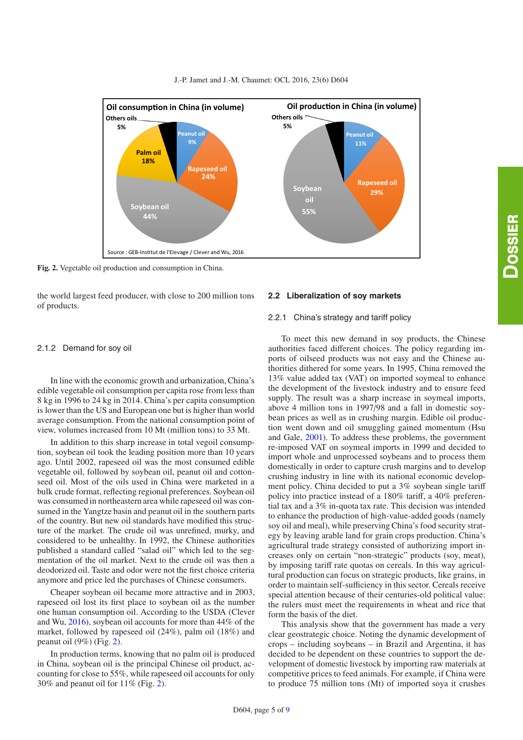Fig. 2. Vegetable oil production and consumption in China.

the world largest feed producer, with close to 200 million tons of products.

#### 2.1.2 Demand for soy oil

In line with the economic growth and urbanization, China's edible vegetable oil consumption per capita rose from less than 8 kg in 1996 to 24 kg in 2014. China's per capita consumption is lower than the US and European one but is higher than world average consumption. From the national consumption point of view, volumes increased from 10 Mt (million tons) to 33 Mt.

In addition to this sharp increase in total vegoil consumption, soybean oil took the leading position more than 10 years ago. Until 2002, rapeseed oil was the most consumed edible vegetable oil, followed by soybean oil, peanut oil and cottonseed oil. Most of the oils used in China were marketed in a bulk crude format, reflecting regional preferences. Soybean oil was consumed in northeastern area while rapeseed oil was consumed in the Yangtze basin and peanut oil in the southern parts of the country. But new oil standards have modified this structure of the market. The crude oil was unrefined, murky, and considered to be unhealthy. In 1992, the Chinese authorities published a standard called "salad oil" which led to the segmentation of the oil market. Next to the crude oil was then a deodorized oil. Taste and odor were not the first choice criteria anymore and price led the purchases of Chinese consumers.

Cheaper soybean oil became more attractive and in 2003, rapeseed oil lost its first place to soybean oil as the number one human consumption oil. According to the USDA (Clever and Wu, 2016), soybean oil accounts for more than 44% of the market, followed by rapeseed oil (24%), palm oil (18%) and peanut oil (9%) (Fig. 2).

In production terms, knowing that no palm oil is produced in China, soybean oil is the principal Chinese oil product, accounting for close to 55%, while rapeseed oil accounts for only 30% and peanut oil for 11% (Fig. 2).

### 2.2 Liberalization of soy markets

#### 2.2.1 China's strategy and tariff policy

To meet this new demand in soy products, the Chinese authorities faced different choices. The policy regarding imports of oilseed products was not easy and the Chinese authorities dithered for some years. In 1995, China removed the 13% value added tax (VAT) on imported soymeal to enhance the development of the livestock industry and to ensure feed supply. The result was a sharp increase in soymeal imports, above 4 million tons in 1997/98 and a fall in domestic soybean prices as well as in crushing margin. Edible oil production went down and oil smuggling gained momentum (Hsu and Gale, 2001). To address these problems, the government re-imposed VAT on soymeal imports in 1999 and decided to import whole and unprocessed soybeans and to process them domestically in order to capture crush margins and to develop crushing industry in line with its national economic development policy. China decided to put a 3% soybean single tariff policy into practice instead of a 180% tariff, a 40% preferential tax and a 3% in-quota tax rate. This decision was intended to enhance the production of high-value-added goods (namely soy oil and meal), while preserving China's food security strategy by leaving arable land for grain crops production. China's agricultural trade strategy consisted of authorizing import increases only on certain "non-strategic" products (soy, meat), by imposing tariff rate quotas on cereals. In this way agricultural production can focus on strategic products, like grains, in order to maintain self-sufficiency in this sector. Cereals receive special attention because of their centuries-old political value: the rulers must meet the requirements in wheat and rice that form the basis of the diet.

This analysis show that the government has made a very clear geostrategic choice. Noting the dynamic development of crops – including soybeans – in Brazil and Argentina, it has decided to be dependent on these countries to support the development of domestic livestock by importing raw materials at competitive prices to feed animals. For example, if China were to produce 75 million tons (Mt) of imported soya it crushes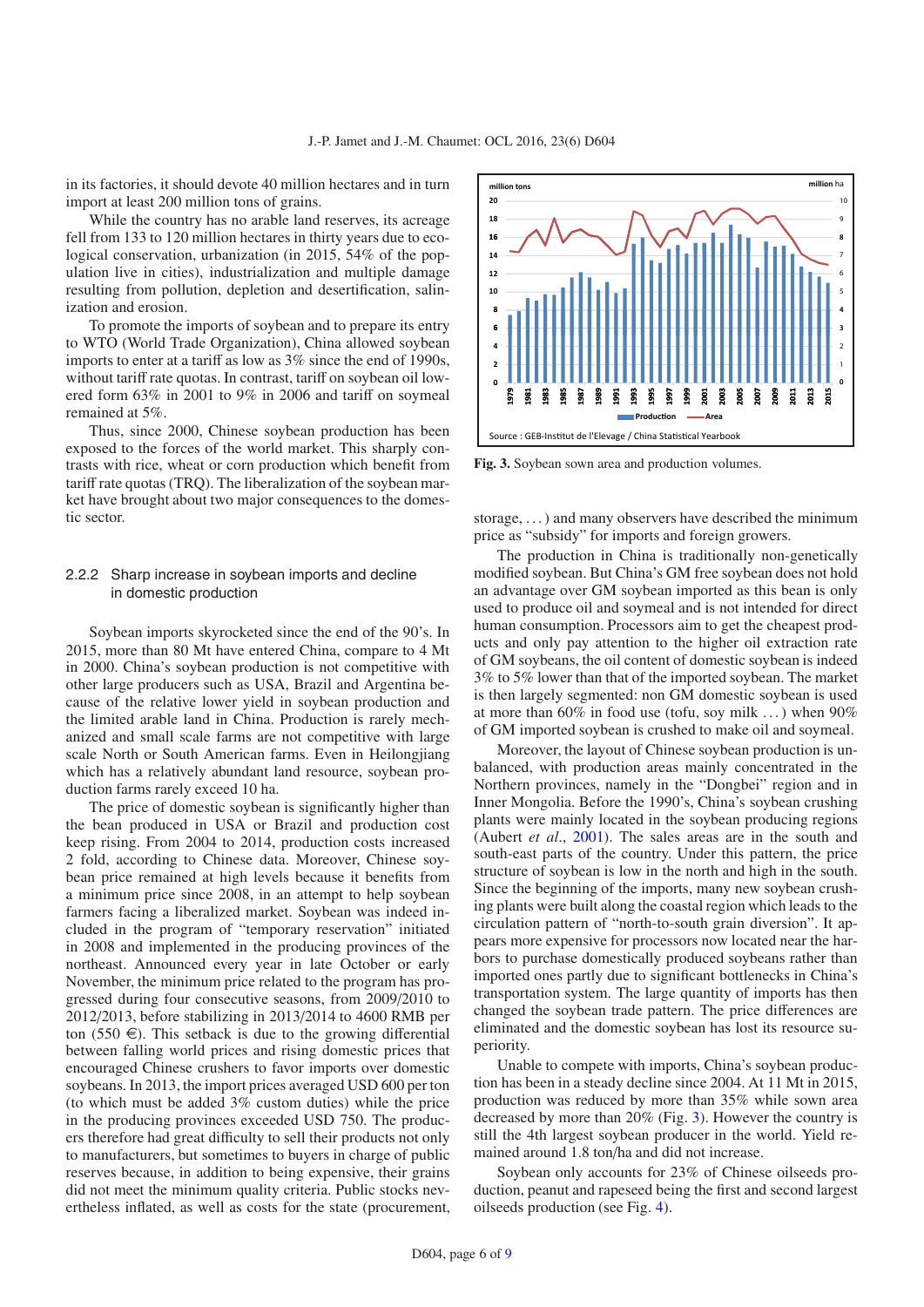in its factories, it should devote 40 million hectares and in turn import at least 200 million tons of grains.

While the country has no arable land reserves, its acreage fell from 133 to 120 million hectares in thirty years due to ecological conservation, urbanization (in 2015, 54% of the population live in cities), industrialization and multiple damage resulting from pollution, depletion and desertification, salinization and erosion.

To promote the imports of soybean and to prepare its entry to WTO (World Trade Organization), China allowed soybean imports to enter at a tariff as low as 3% since the end of 1990s, without tariff rate quotas. In contrast, tariff on soybean oil lowered form 63% in 2001 to 9% in 2006 and tariff on soymeal remained at 5%.

Thus, since 2000, Chinese soybean production has been exposed to the forces of the world market. This sharply contrasts with rice, wheat or corn production which benefit from tariff rate quotas (TRQ). The liberalization of the soybean market have brought about two major consequences to the domestic sector.

### 2.2.2 Sharp increase in soybean imports and decline in domestic production

Soybean imports skyrocketed since the end of the 90's. In 2015, more than 80 Mt have entered China, compare to 4 Mt in 2000. China's soybean production is not competitive with other large producers such as USA, Brazil and Argentina because of the relative lower yield in soybean production and the limited arable land in China. Production is rarely mechanized and small scale farms are not competitive with large scale North or South American farms. Even in Heilongjiang which has a relatively abundant land resource, soybean production farms rarely exceed 10 ha.

The price of domestic soybean is significantly higher than the bean produced in USA or Brazil and production cost keep rising. From 2004 to 2014, production costs increased 2 fold, according to Chinese data. Moreover, Chinese soybean price remained at high levels because it benefits from a minimum price since 2008, in an attempt to help soybean farmers facing a liberalized market. Soybean was indeed included in the program of "temporary reservation" initiated in 2008 and implemented in the producing provinces of the northeast. Announced every year in late October or early November, the minimum price related to the program has progressed during four consecutive seasons, from 2009/2010 to 2012/2013, before stabilizing in 2013/2014 to 4600 RMB per ton (550 €). This setback is due to the growing differential between falling world prices and rising domestic prices that encouraged Chinese crushers to favor imports over domestic soybeans. In 2013, the import prices averaged USD 600 per ton (to which must be added 3% custom duties) while the price in the producing provinces exceeded USD 750. The producers therefore had great difficulty to sell their products not only to manufacturers, but sometimes to buyers in charge of public reserves because, in addition to being expensive, their grains did not meet the minimum quality criteria. Public stocks nevertheless inflated, as well as costs for the state (procurement, storage, ...) and many observers have described the minimum price as "subsidy" for imports and foreign growers.

Fig. 3. Soybean sown area and production volumes.

The production in China is traditionally non-genetically modified soybean. But China's GM free soybean does not hold an advantage over GM soybean imported as this bean is only used to produce oil and soymeal and is not intended for direct human consumption. Processors aim to get the cheapest products and only pay attention to the higher oil extraction rate of GM soybeans, the oil content of domestic soybean is indeed 3% to 5% lower than that of the imported soybean. The market is then largely segmented: non GM domestic soybean is used at more than 60% in food use (tofu, soy milk ...) when 90% of GM imported soybean is crushed to make oil and soymeal.

Moreover, the layout of Chinese soybean production is unbalanced, with production areas mainly concentrated in the Northern provinces, namely in the "Dongbei" region and in Inner Mongolia. Before the 1990's, China's soybean crushing plants were mainly located in the soybean producing regions (Aubert *et al.*, 2001). The sales areas are in the south and south-east parts of the country. Under this pattern, the price structure of soybean is low in the north and high in the south. Since the beginning of the imports, many new soybean crushing plants were built along the coastal region which leads to the circulation pattern of "north-to-south grain diversion". It appears more expensive for processors now located near the harbors to purchase domestically produced soybeans rather than imported ones partly due to significant bottlenecks in China's transportation system. The large quantity of imports has then changed the soybean trade pattern. The price differences are eliminated and the domestic soybean has lost its resource superiority.

Unable to compete with imports, China's soybean production has been in a steady decline since 2004. At 11 Mt in 2015, production was reduced by more than 35% while sown area decreased by more than 20% (Fig. 3). However the country is still the 4th largest soybean producer in the world. Yield remained around 1.8 ton/ha and did not increase.

Soybean only accounts for 23% of Chinese oilseeds production, peanut and rapeseed being the first and second largest oilseeds production (see Fig. 4).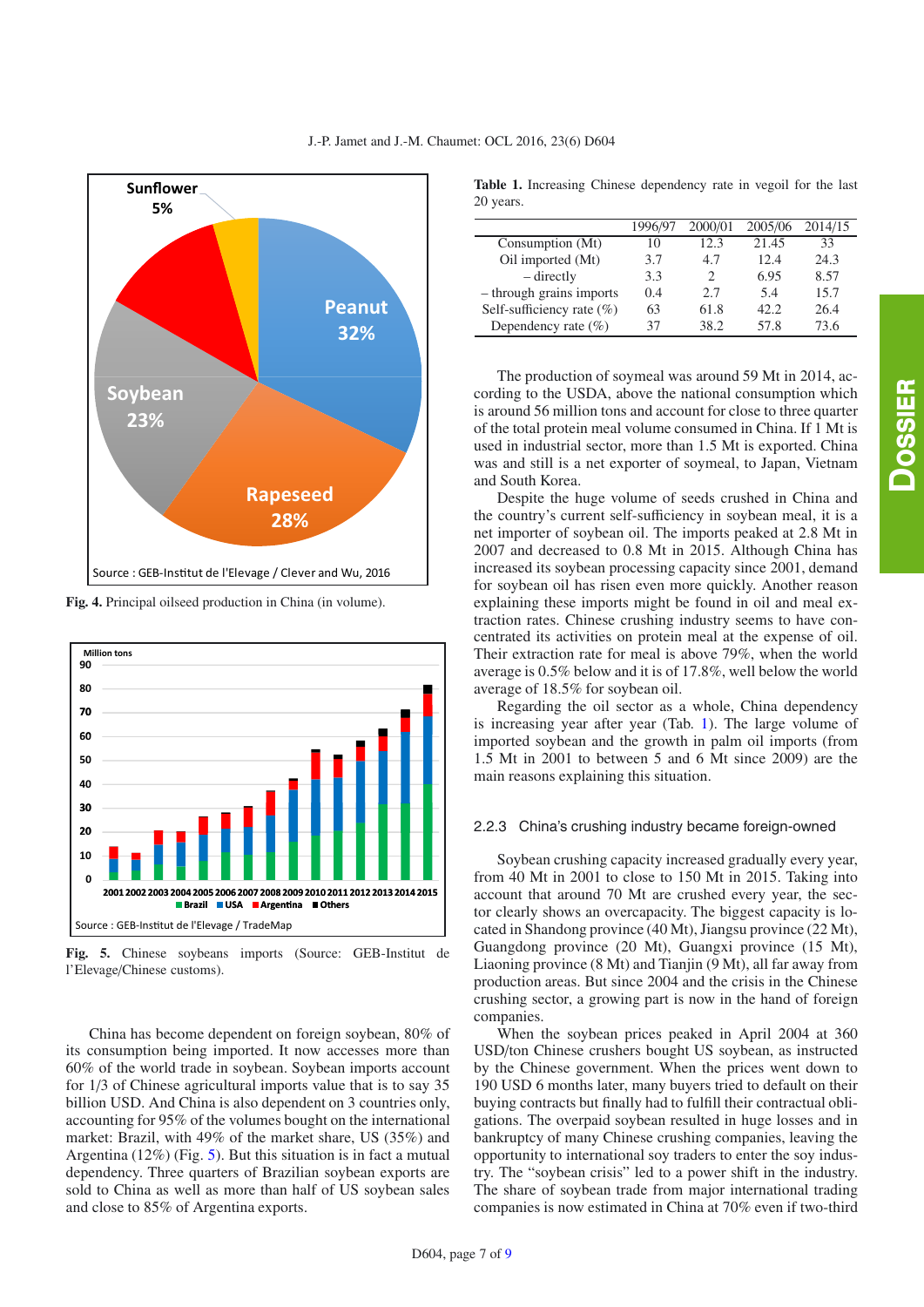Fig. 4. Principal oilseed production in China (in volume).

Fig. 5. Chinese soybeans imports (Source: GEB-Institut de l'Elevage/Chinese customs).

China has become dependent on foreign soybean, 80% of its consumption being imported. It now accesses more than 60% of the world trade in soybean. Soybean imports account for 1/3 of Chinese agricultural imports value that is to say 35 billion USD. And China is also dependent on 3 countries only, accounting for 95% of the volumes bought on the international market: Brazil, with 49% of the market share, US (35%) and Argentina (12%) (Fig. 5). But this situation is in fact a mutual dependency. Three quarters of Brazilian soybean exports are sold to China as well as more than half of US soybean sales and close to 85% of Argentina exports.

**Table 1.** Increasing Chinese dependency rate in vegoil for the last 20 years.

| | 1996/97 | 2000/01 | 2005/06 | 2014/15 |
|---|---|---|---|---|
| Consumption (Mt) | 10 | 12.3 | 21.45 | 33 |
| Oil imported (Mt) | 3.7 | 4.7 | 12.4 | 24.3 |
| – directly | 3.3 | 2 | 6.95 | 8.57 |
| – through grains imports | 0.4 | 2.7 | 5.4 | 15.7 |
| Self-sufficiency rate (%) | 63 | 61.8 | 42.2 | 26.4 |
| Dependency rate (%) | 37 | 38.2 | 57.8 | 73.6 |

The production of soymeal was around 59 Mt in 2014, according to the USDA, above the national consumption which is around 56 million tons and account for close to three quarter of the total protein meal volume consumed in China. If 1 Mt is used in industrial sector, more than 1.5 Mt is exported. China was and still is a net exporter of soymeal, to Japan, Vietnam and South Korea.

Despite the huge volume of seeds crushed in China and the country's current self-sufficiency in soybean meal, it is a net importer of soybean oil. The imports peaked at 2.8 Mt in 2007 and decreased to 0.8 Mt in 2015. Although China has increased its soybean processing capacity since 2001, demand for soybean oil has risen even more quickly. Another reason explaining these imports might be found in oil and meal extraction rates. Chinese crushing industry seems to have concentrated its activities on protein meal at the expense of oil. Their extraction rate for meal is above 79%, when the world average is 0.5% below and it is of 17.8%, well below the world average of 18.5% for soybean oil.

Regarding the oil sector as a whole, China dependency is increasing year after year (Tab. 1). The large volume of imported soybean and the growth in palm oil imports (from 1.5 Mt in 2001 to between 5 and 6 Mt since 2009) are the main reasons explaining this situation.

### 2.2.3 China's crushing industry became foreign-owned

Soybean crushing capacity increased gradually every year, from 40 Mt in 2001 to close to 150 Mt in 2015. Taking into account that around 70 Mt are crushed every year, the sector clearly shows an overcapacity. The biggest capacity is located in Shandong province (40 Mt), Jiangsu province (22 Mt), Guangdong province (20 Mt), Guangxi province (15 Mt), Liaoning province (8 Mt) and Tianjin (9 Mt), all far away from production areas. But since 2004 and the crisis in the Chinese crushing sector, a growing part is now in the hand of foreign companies.

When the soybean prices peaked in April 2004 at 360 USD/ton Chinese crushers bought US soybean, as instructed by the Chinese government. When the prices went down to 190 USD 6 months later, many buyers tried to default on their buying contracts but finally had to fulfill their contractual obligations. The overpaid soybean resulted in huge losses and in bankruptcy of many Chinese crushing companies, leaving the opportunity to international soy traders to enter the soy industry. The "soybean crisis" led to a power shift in the industry. The share of soybean trade from major international trading companies is now estimated in China at 70% even if two-third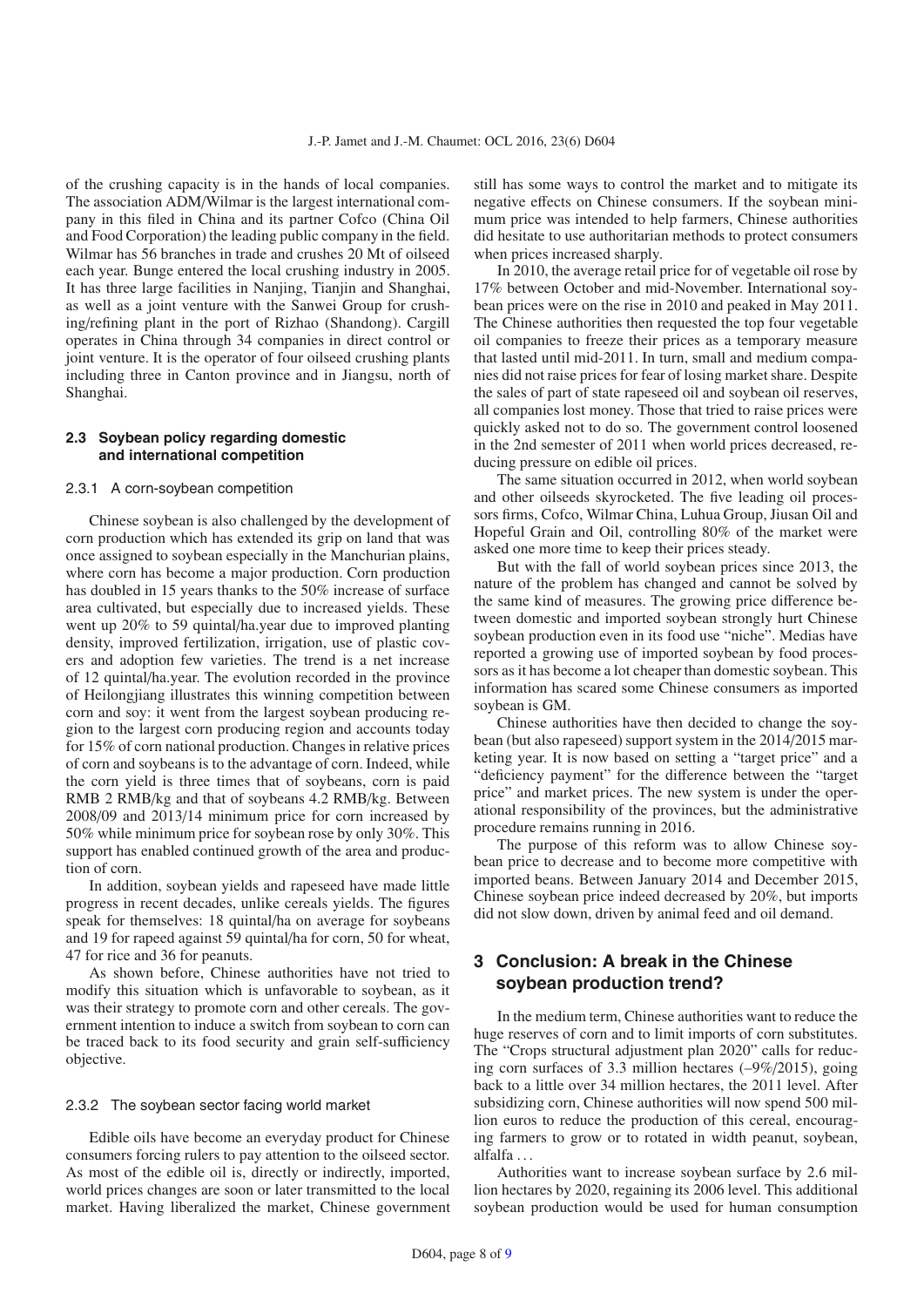of the crushing capacity is in the hands of local companies. The association ADM/Wilmar is the largest international company in this filed in China and its partner Cofco (China Oil and Food Corporation) the leading public company in the field. Wilmar has 56 branches in trade and crushes 20 Mt of oilseed each year. Bunge entered the local crushing industry in 2005. It has three large facilities in Nanjing, Tianjin and Shanghai, as well as a joint venture with the Sanwei Group for crushing/refining plant in the port of Rizhao (Shandong). Cargill operates in China through 34 companies in direct control or joint venture. It is the operator of four oilseed crushing plants including three in Canton province and in Jiangsu, north of Shanghai.

### 2.3 Soybean policy regarding domestic and international competition

#### 2.3.1 A corn-soybean competition

Chinese soybean is also challenged by the development of corn production which has extended its grip on land that was once assigned to soybean especially in the Manchurian plains, where corn has become a major production. Corn production has doubled in 15 years thanks to the 50% increase of surface area cultivated, but especially due to increased yields. These went up 20% to 59 quintal/ha.year due to improved planting density, improved fertilization, irrigation, use of plastic covers and adoption few varieties. The trend is a net increase of 12 quintal/ha.year. The evolution recorded in the province of Heilongjiang illustrates this winning competition between corn and soy: it went from the largest soybean producing region to the largest corn producing region and accounts today for 15% of corn national production. Changes in relative prices of corn and soybeans is to the advantage of corn. Indeed, while the corn yield is three times that of soybeans, corn is paid RMB 2 RMB/kg and that of soybeans 4.2 RMB/kg. Between 2008/09 and 2013/14 minimum price for corn increased by 50% while minimum price for soybean rose by only 30%. This support has enabled continued growth of the area and production of corn.

In addition, soybean yields and rapeseed have made little progress in recent decades, unlike cereals yields. The figures speak for themselves: 18 quintal/ha on average for soybeans and 19 for rapeed against 59 quintal/ha for corn, 50 for wheat, 47 for rice and 36 for peanuts.

As shown before, Chinese authorities have not tried to modify this situation which is unfavorable to soybean, as it was their strategy to promote corn and other cereals. The government intention to induce a switch from soybean to corn can be traced back to its food security and grain self-sufficiency objective.

#### 2.3.2 The soybean sector facing world market

Edible oils have become an everyday product for Chinese consumers forcing rulers to pay attention to the oilseed sector. As most of the edible oil is, directly or indirectly, imported, world prices changes are soon or later transmitted to the local market. Having liberalized the market, Chinese government still has some ways to control the market and to mitigate its negative effects on Chinese consumers. If the soybean minimum price was intended to help farmers, Chinese authorities did hesitate to use authoritarian methods to protect consumers when prices increased sharply.

In 2010, the average retail price for of vegetable oil rose by 17% between October and mid-November. International soybean prices were on the rise in 2010 and peaked in May 2011. The Chinese authorities then requested the top four vegetable oil companies to freeze their prices as a temporary measure that lasted until mid-2011. In turn, small and medium companies did not raise prices for fear of losing market share. Despite the sales of part of state rapeseed oil and soybean oil reserves, all companies lost money. Those that tried to raise prices were quickly asked not to do so. The government control loosened in the 2nd semester of 2011 when world prices decreased, reducing pressure on edible oil prices.

The same situation occurred in 2012, when world soybean and other oilseeds skyrocketed. The five leading oil processors firms, Cofco, Wilmar China, Luhua Group, Jiusan Oil and Hopeful Grain and Oil, controlling 80% of the market were asked one more time to keep their prices steady.

But with the fall of world soybean prices since 2013, the nature of the problem has changed and cannot be solved by the same kind of measures. The growing price difference between domestic and imported soybean strongly hurt Chinese soybean production even in its food use "niche". Medias have reported a growing use of imported soybean by food processors as it has become a lot cheaper than domestic soybean. This information has scared some Chinese consumers as imported soybean is GM.

Chinese authorities have then decided to change the soybean (but also rapeseed) support system in the 2014/2015 marketing year. It is now based on setting a "target price" and a "deficiency payment" for the difference between the "target price" and market prices. The new system is under the operational responsibility of the provinces, but the administrative procedure remains running in 2016.

The purpose of this reform was to allow Chinese soybean price to decrease and to become more competitive with imported beans. Between January 2014 and December 2015, Chinese soybean price indeed decreased by 20%, but imports did not slow down, driven by animal feed and oil demand.

## 3 Conclusion: A break in the Chinese soybean production trend?

In the medium term, Chinese authorities want to reduce the huge reserves of corn and to limit imports of corn substitutes. The "Crops structural adjustment plan 2020" calls for reducing corn surfaces of 3.3 million hectares (–9%/2015), going back to a little over 34 million hectares, the 2011 level. After subsidizing corn, Chinese authorities will now spend 500 million euros to reduce the production of this cereal, encouraging farmers to grow or to rotated in width peanut, soybean, alfalfa ...

Authorities want to increase soybean surface by 2.6 million hectares by 2020, regaining its 2006 level. This additional soybean production would be used for human consumption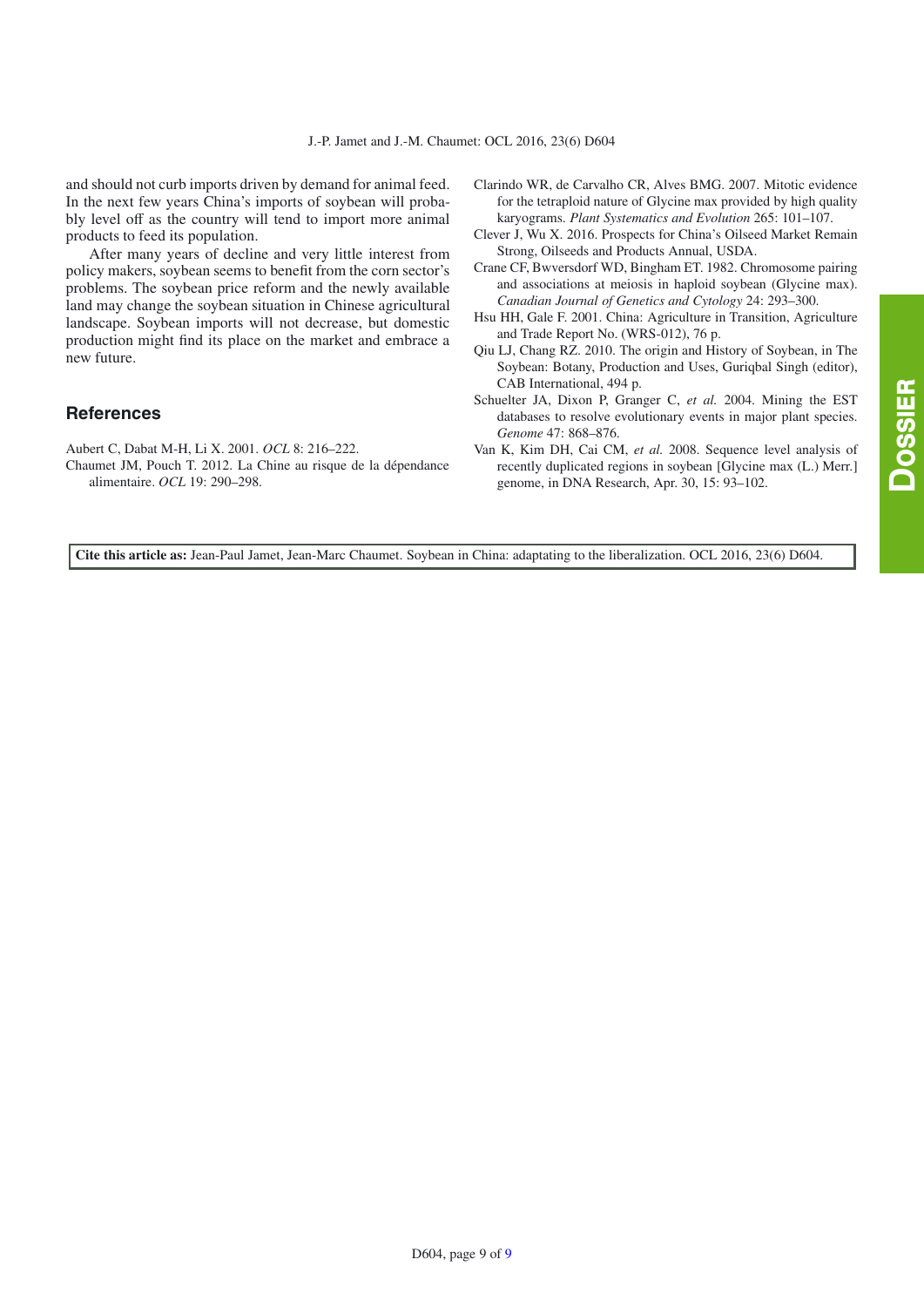and should not curb imports driven by demand for animal feed. In the next few years China's imports of soybean will probably level off as the country will tend to import more animal products to feed its population.

After many years of decline and very little interest from policy makers, soybean seems to benefit from the corn sector's problems. The soybean price reform and the newly available land may change the soybean situation in Chinese agricultural landscape. Soybean imports will not decrease, but domestic production might find its place on the market and embrace a new future.

## References

Aubert C, Dabat M-H, Li X. 2001. *OCL* 8: 216–222.

Chaumet JM, Pouch T. 2012. La Chine au risque de la dépendance alimentaire. *OCL* 19: 290–298.

Clarindo WR, de Carvalho CR, Alves BMG. 2007. Mitotic evidence for the tetraploid nature of Glycine max provided by high quality karyograms. *Plant Systematics and Evolution* 265: 101–107.

Clever J, Wu X. 2016. Prospects for China's Oilseed Market Remain Strong, Oilseeds and Products Annual, USDA.

Crane CF, Bwversdorf WD, Bingham ET. 1982. Chromosome pairing and associations at meiosis in haploid soybean (Glycine max). *Canadian Journal of Genetics and Cytology* 24: 293–300.

Hsu HH, Gale F. 2001. China: Agriculture in Transition, Agriculture and Trade Report No. (WRS-012), 76 p.

Qiu LJ, Chang RZ. 2010. The origin and History of Soybean, in The Soybean: Botany, Production and Uses, Guriqbal Singh (editor), CAB International, 494 p.

Schuelter JA, Dixon P, Granger C, *et al.* 2004. Mining the EST databases to resolve evolutionary events in major plant species. *Genome* 47: 868–876.

Van K, Kim DH, Cai CM, *et al.* 2008. Sequence level analysis of recently duplicated regions in soybean [Glycine max (L.) Merr.] genome, in DNA Research, Apr. 30, 15: 93–102.

**Cite this article as:** Jean-Paul Jamet, Jean-Marc Chaumet. Soybean in China: adaptating to the liberalization. OCL 2016, 23(6) D604.